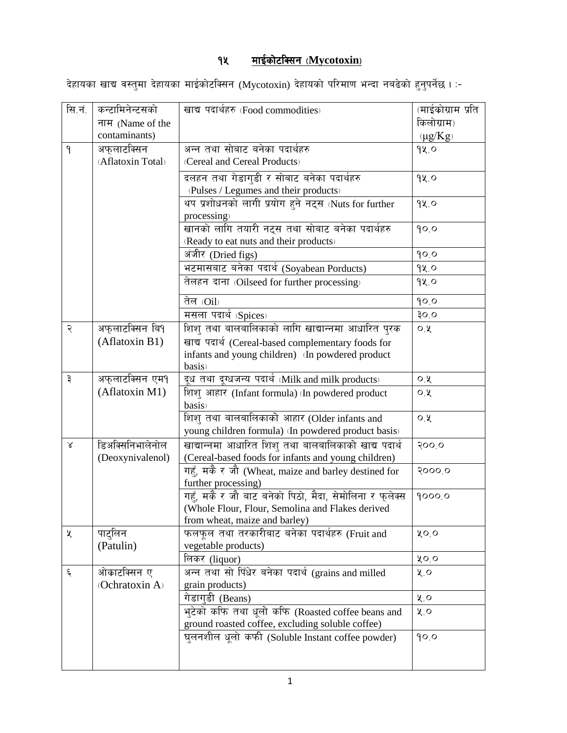## १५ माईकोटक्सिन (Mycotoxin)

देहायका खाद्य वस्तुमा देहायका माईकोटक्सिन (Mycotoxin) देहायको परिमाण भन्दा नबढेको हुनुपर्नेछ । :-

| सि.नं. | कन्टामिनेन्टसको नाम (Name of the contaminants) | खाद्य पदार्थहरु (Food commodities) | (माईक्रोग्राम प्रति किलोग्राम) (μg/Kg) |
|---|---|---|---|
| १ | अफ्लाटक्सिन (Aflatoxin Total) | अन्न तथा सोबाट बनेका पदार्थहरु (Cereal and Cereal Products) | १५.० |
| | | दलहन तथा गेडागुडी र सोबाट बनेका पदार्थहरु (Pulses / Legumes and their products) | १५.० |
| | | थप प्रशोधनको लागी प्रयोग हुने नट्स (Nuts for further processing) | १५.० |
| | | खानको लागि तयारी नट्स तथा सोबाट बनेका पदार्थहरु (Ready to eat nuts and their products) | १०.० |
| | | अंजीर (Dried figs) | १०.० |
| | | भटमासबाट बनेका पदार्थ (Soyabean Porducts) | १५.० |
| | | तेलहन दाना (Oilseed for further processing) | १५.० |
| | | तेल (Oil) | १०.० |
| | | मसला पदार्थ (Spices) | ३०.० |
| २ | अफ्लाटक्सिन बि१ (Aflatoxin B1) | शिशु तथा बालबालिकाको लागि खाद्यान्नमा आधारित पुरक खाद्य पदार्थ (Cereal-based complementary foods for infants and young children) (In powdered product basis) | ०.५ |
| ३ | अफ्लाटक्सिन एम१ (Aflatoxin M1) | दूध तथा दुग्धजन्य पदार्थ (Milk and milk products) | ०.५ |
| | | शिशु आहार (Infant formula) (In powdered product basis) | ०.५ |
| | | शिशु तथा बालबालिकाको आहार (Older infants and young children formula) (In powdered product basis) | ०.५ |
| ४ | डिअक्सिनिभालेनोल (Deoxynivalenol) | खाद्यान्नमा आधारित शिशु तथा बालबालिकाको खाद्य पदार्थ (Cereal-based foods for infants and young children) | २००.० |
| | | गहुँ, मकै र जौ (Wheat, maize and barley destined for further processing) | २०००.० |
| | | गहुँ, मकै र जौ बाट बनेको पिठो, मैदा, सेमोलिना र फ्लेक्स (Whole Flour, Flour, Semolina and Flakes derived from wheat, maize and barley) | १०००.० |
| ५ | पाटुलिन (Patulin) | फलफूल तथा तरकारीबाट बनेका पदार्थहरु (Fruit and vegetable products) | ५०.० |
| | | लिकर (liquor) | ५०.० |
| ६ | ओक्राटक्सिन ए (Ochratoxin A) | अन्न तथा सो पिँधेर बनेका पदार्थ (grains and milled grain products) | ५.० |
| | | गेडागुडी (Beans) | ५.० |
| | | भुटेको कफि तथा धूलो कफि (Roasted coffee beans and ground roasted coffee, excluding soluble coffee) | ५.० |
| | | घुलनशील धूलो कफी (Soluble Instant coffee powder) | १०.० |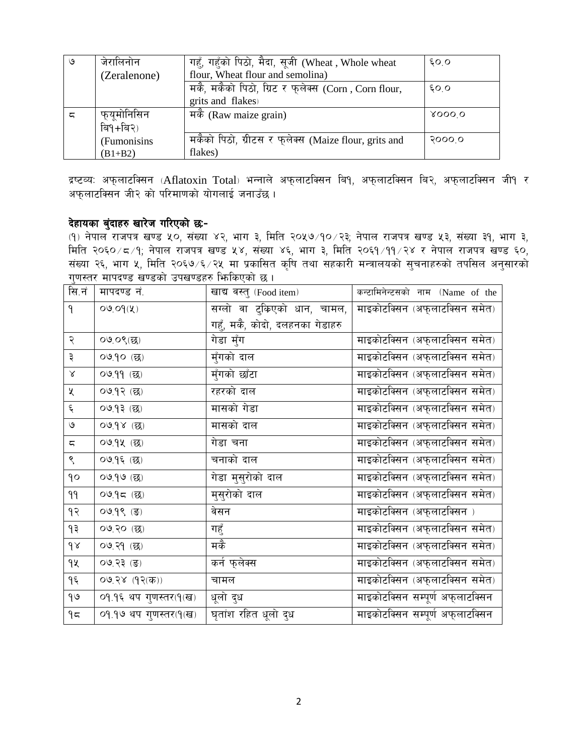| | | | |
|---|---|---|---|
| ७ | जेरालिनोन (Zeralenone) | गहुँ, गहुँको पिठो, मैदा, सूजी (Wheat , Whole wheat flour, Wheat flour and semolina) | ६०.० |
| | | मकै, मकैको पिठो, ग्रिट र फ्लेक्स (Corn , Corn flour, grits and flakes) | ६०.० |
| ८ | फ्यूमोनिसिन बि१+बि२) (Fumonisins (B1+B2) | मकै (Raw maize grain) | ४०००.० |
| | | मकैको पिठो, ग्रीटस र फ्लेक्स (Maize flour, grits and flakes) | २०००.० |

द्रष्टव्यः अफ्लाटक्सिन (Aflatoxin Total) भन्नाले अफ्लाटक्सिन बि१, अफ्लाटक्सिन बि२, अफ्लाटक्सिन जी१ र अफ्लाटक्सिन जी२ को परिमाणको योगलाई जनाउँछ ।

**देहायका बुंदाहरु खारेज गरिएको छः-**

(१) नेपाल राजपत्र खण्ड ५०, संख्या ४२, भाग ३, मिति २०५७/१०/२३; नेपाल राजपत्र खण्ड ५३, संख्या ३१, भाग ३, मिति २०६०/८/१; नेपाल राजपत्र खण्ड ५४, संख्या ४६, भाग ३, मिति २०६१/११/२४ र नेपाल राजपत्र खण्ड ६०, संख्या २६, भाग ५, मिति २०६७/६/२५ मा प्रकासित कृषि तथा सहकारी मन्त्रालयको सुचनाहरुको तपसिल अनुसारको गुणस्तर मापदण्ड खण्डको उपखण्डहरु झिकिएको छ ।

| सि.नं | मापदण्ड नं. | खाद्य वस्तु (Food item) | कन्टामिनेन्टसको नाम (Name of the |
|---|---|---|---|
| १ | ०७.०१(५) | सग्लो वा टुक्रिएको धान, चामल, गहुँ, मकै, कोदो, दलहनका गेडाहरु | माइकोटक्सिन (अफ्लाटक्सिन समेत) |
| २ | ०७.०९(छ) | गेडा मुँग | माइकोटक्सिन (अफ्लाटक्सिन समेत) |
| ३ | ०७.१० (छ) | मुँगको दाल | माइकोटक्सिन (अफ्लाटक्सिन समेत) |
| ४ | ०७.११ (छ) | मुँगको छाँटा | माइकोटक्सिन (अफ्लाटक्सिन समेत) |
| ५ | ०७.१२ (छ) | रहरको दाल | माइकोटक्सिन (अफ्लाटक्सिन समेत) |
| ६ | ०७.१३ (छ) | मासको गेडा | माइकोटक्सिन (अफ्लाटक्सिन समेत) |
| ७ | ०७.१४ (छ) | मासको दाल | माइकोटक्सिन (अफ्लाटक्सिन समेत) |
| ८ | ०७.१५ (छ) | गेडा चना | माइकोटक्सिन (अफ्लाटक्सिन समेत) |
| ९ | ०७.१६ (छ) | चनाको दाल | माइकोटक्सिन (अफ्लाटक्सिन समेत) |
| १० | ०७.१७ (छ) | गेडा मुसुरोको दाल | माइकोटक्सिन (अफ्लाटक्सिन समेत) |
| ११ | ०७.१८ (छ) | मुसुरोको दाल | माइकोटक्सिन (अफ्लाटक्सिन समेत) |
| १२ | ०७.१९ (ङ) | वेसन | माइकोटक्सिन (अफ्लाटक्सिन ) |
| १३ | ०७.२० (छ) | गहुँ | माइकोटक्सिन (अफ्लाटक्सिन समेत) |
| १४ | ०७.२१ (छ) | मकै | माइकोटक्सिन (अफ्लाटक्सिन समेत) |
| १५ | ०७.२३ (ङ) | कर्न फ्लेक्स | माइकोटक्सिन (अफ्लाटक्सिन समेत) |
| १६ | ०७.२४ (१२(क)) | चामल | माइकोटक्सिन (अफ्लाटक्सिन समेत) |
| १७ | ०१.१६ थप गुणस्तर(१(ख) | धूलो दुध | माइकोटक्सिन सम्पूर्ण अफ्लाटक्सिन |
| १८ | ०१.१७ थप गुणस्तर(१(ख) | घृतांश रहित धूलो दुध | माइकोटक्सिन सम्पूर्ण अफ्लाटक्सिन |